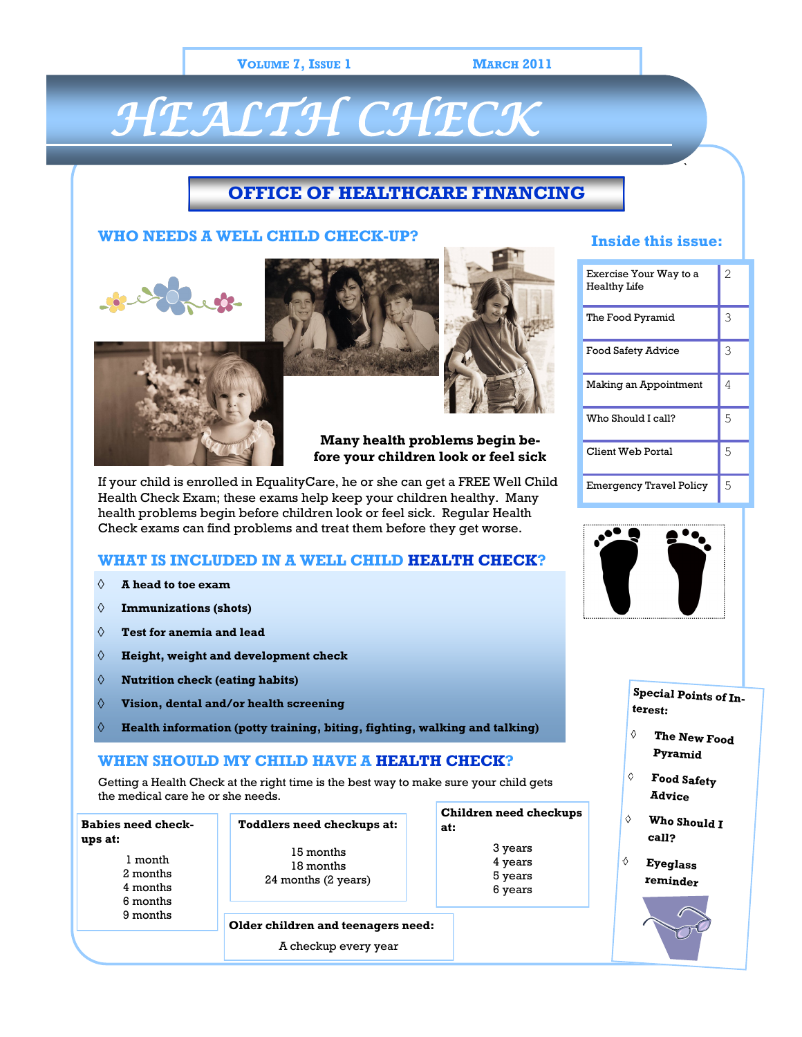# HEALTH CHECK

**OFFICE OF HEALTHCARE FINANCING**

## WHO NEEDS A WELL CHILD CHECK-UP?

**Many health problems begin before your children look or feel sick**

If your child is enrolled in EqualityCare, he or she can get a FREE Well Child Health Check Exam; these exams help keep your children healthy. Many health problems begin before children look or feel sick. Regular Health Check exams can find problems and treat them before they get worse.

## WHAT IS INCLUDED IN A WELL CHILD HEALTH CHECK?

- **A head to toe exam**
- **Immunizations (shots)**
- **Test for anemia and lead**
- **Height, weight and development check**
- **Nutrition check (eating habits)**
- **Vision, dental and/or health screening**
- **Health information (potty training, biting, fighting, walking and talking)**

## WHEN SHOULD MY CHILD HAVE A HEALTH CHECK?

Getting a Health Check at the right time is the best way to make sure your child gets the medical care he or she needs.

**Babies need check-ups at:**

1 month
2 months
4 months
6 months
9 months

**Toddlers need checkups at:**

15 months
18 months
24 months (2 years)

**Children need checkups at:**

3 years
4 years
5 years
6 years

**Older children and teenagers need:**

A checkup every year

### Inside this issue:

| | |
|---|---|
| Exercise Your Way to a Healthy Life | 2 |
| The Food Pyramid | 3 |
| Food Safety Advice | 3 |
| Making an Appointment | 4 |
| Who Should I call? | 5 |
| Client Web Portal | 5 |
| Emergency Travel Policy | 5 |

**Special Points of Interest:**

- **The New Food Pyramid**
- **Food Safety Advice**
- **Who Should I call?**
- **Eyeglass reminder**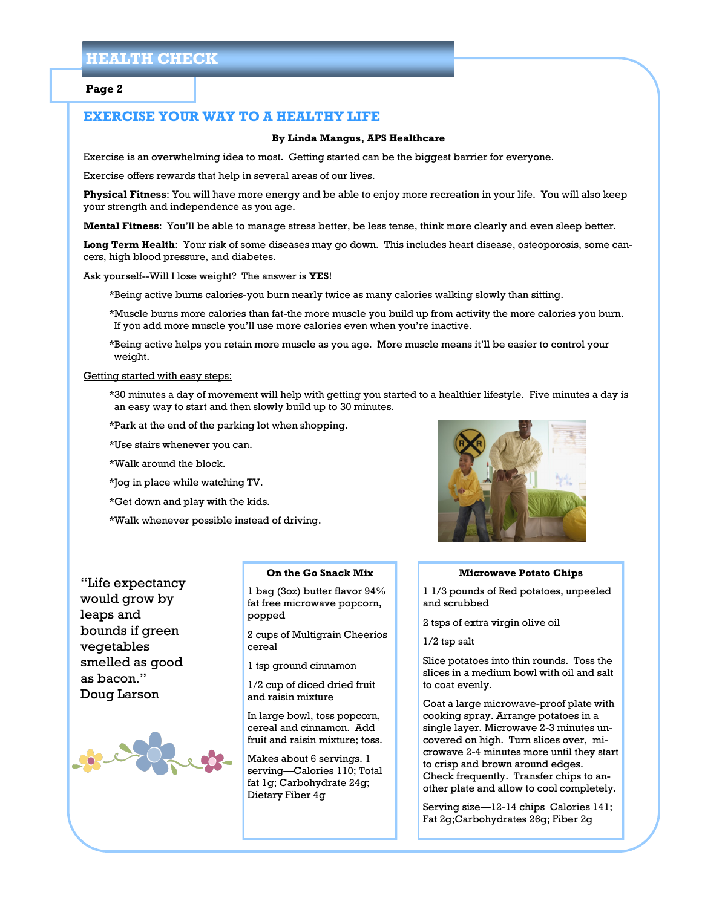## EXERCISE YOUR WAY TO A HEALTHY LIFE

**By Linda Mangus, APS Healthcare**

Exercise is an overwhelming idea to most. Getting started can be the biggest barrier for everyone.

Exercise offers rewards that help in several areas of our lives.

**Physical Fitness**: You will have more energy and be able to enjoy more recreation in your life. You will also keep your strength and independence as you age.

**Mental Fitness**: You'll be able to manage stress better, be less tense, think more clearly and even sleep better.

**Long Term Health**: Your risk of some diseases may go down. This includes heart disease, osteoporosis, some cancers, high blood pressure, and diabetes.

Ask yourself--Will I lose weight? The answer is **YES**!

*Being active burns calories-you burn nearly twice as many calories walking slowly than sitting.

*Muscle burns more calories than fat-the more muscle you build up from activity the more calories you burn. If you add more muscle you'll use more calories even when you're inactive.

*Being active helps you retain more muscle as you age. More muscle means it'll be easier to control your weight.

Getting started with easy steps:

*30 minutes a day of movement will help with getting you started to a healthier lifestyle. Five minutes a day is an easy way to start and then slowly build up to 30 minutes.

*Park at the end of the parking lot when shopping.

*Use stairs whenever you can.

*Walk around the block.

*Jog in place while watching TV.

*Get down and play with the kids.

*Walk whenever possible instead of driving.

"Life expectancy would grow by leaps and bounds if green vegetables smelled as good as bacon."
Doug Larson

### On the Go Snack Mix

1 bag (3oz) butter flavor 94% fat free microwave popcorn, popped

2 cups of Multigrain Cheerios cereal

1 tsp ground cinnamon

1/2 cup of diced dried fruit and raisin mixture

In large bowl, toss popcorn, cereal and cinnamon. Add fruit and raisin mixture; toss.

Makes about 6 servings. 1 serving—Calories 110; Total fat 1g; Carbohydrate 24g; Dietary Fiber 4g

### Microwave Potato Chips

1 1/3 pounds of Red potatoes, unpeeled and scrubbed

2 tsps of extra virgin olive oil

1/2 tsp salt

Slice potatoes into thin rounds. Toss the slices in a medium bowl with oil and salt to coat evenly.

Coat a large microwave-proof plate with cooking spray. Arrange potatoes in a single layer. Microwave 2-3 minutes uncovered on high. Turn slices over, microwave 2-4 minutes more until they start to crisp and brown around edges. Check frequently. Transfer chips to another plate and allow to cool completely.

Serving size—12-14 chips Calories 141; Fat 2g;Carbohydrates 26g; Fiber 2g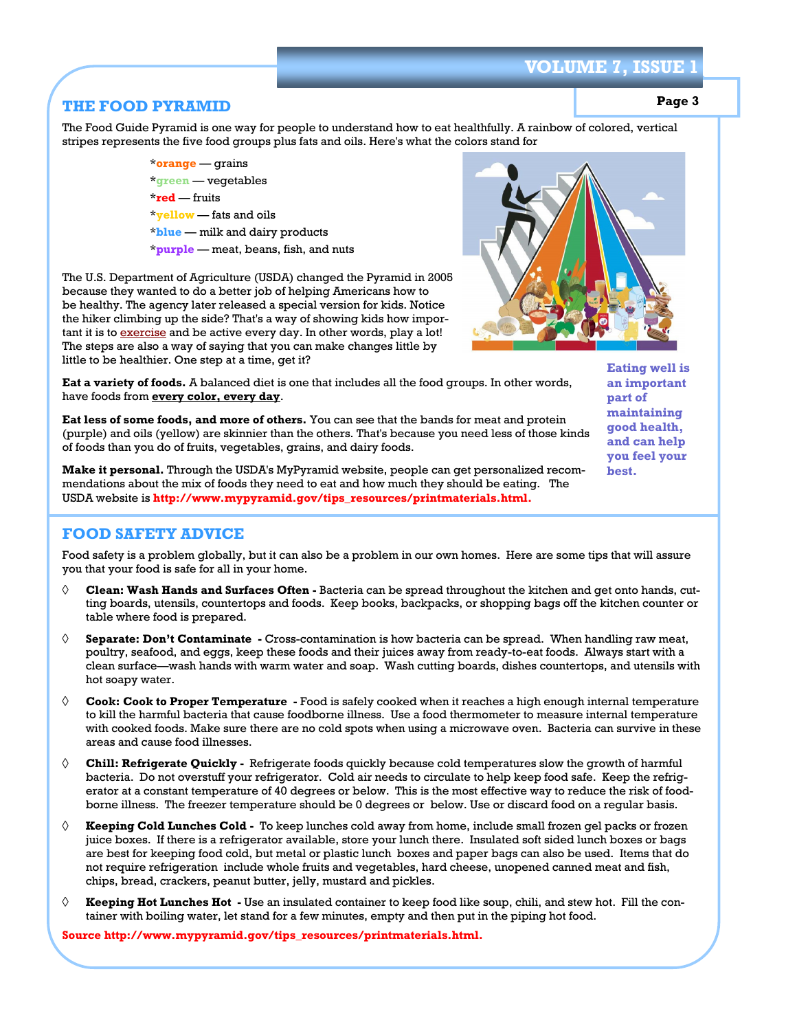## THE FOOD PYRAMID

The Food Guide Pyramid is one way for people to understand how to eat healthfully. A rainbow of colored, vertical stripes represents the five food groups plus fats and oils. Here's what the colors stand for

- *orange — grains
- *green — vegetables
- *red — fruits
- *yellow — fats and oils
- *blue — milk and dairy products
- *purple — meat, beans, fish, and nuts

The U.S. Department of Agriculture (USDA) changed the Pyramid in 2005 because they wanted to do a better job of helping Americans how to be healthy. The agency later released a special version for kids. Notice the hiker climbing up the side? That's a way of showing kids how important it is to exercise and be active every day. In other words, play a lot! The steps are also a way of saying that you can make changes little by little to be healthier. One step at a time, get it?

**Eat a variety of foods.** A balanced diet is one that includes all the food groups. In other words, have foods from **every color, every day**.

**Eat less of some foods, and more of others.** You can see that the bands for meat and protein (purple) and oils (yellow) are skinnier than the others. That's because you need less of those kinds of foods than you do of fruits, vegetables, grains, and dairy foods.

**Make it personal.** Through the USDA's MyPyramid website, people can get personalized recommendations about the mix of foods they need to eat and how much they should be eating. The USDA website is **http://www.mypyramid.gov/tips_resources/printmaterials.html.**

**Eating well is an important part of maintaining good health, and can help you feel your best.**

## FOOD SAFETY ADVICE

Food safety is a problem globally, but it can also be a problem in our own homes. Here are some tips that will assure you that your food is safe for all in your home.

- **Clean: Wash Hands and Surfaces Often -** Bacteria can be spread throughout the kitchen and get onto hands, cutting boards, utensils, countertops and foods. Keep books, backpacks, or shopping bags off the kitchen counter or table where food is prepared.
- **Separate: Don't Contaminate -** Cross-contamination is how bacteria can be spread. When handling raw meat, poultry, seafood, and eggs, keep these foods and their juices away from ready-to-eat foods. Always start with a clean surface—wash hands with warm water and soap. Wash cutting boards, dishes countertops, and utensils with hot soapy water.
- **Cook: Cook to Proper Temperature -** Food is safely cooked when it reaches a high enough internal temperature to kill the harmful bacteria that cause foodborne illness. Use a food thermometer to measure internal temperature with cooked foods. Make sure there are no cold spots when using a microwave oven. Bacteria can survive in these areas and cause food illnesses.
- **Chill: Refrigerate Quickly -** Refrigerate foods quickly because cold temperatures slow the growth of harmful bacteria. Do not overstuff your refrigerator. Cold air needs to circulate to help keep food safe. Keep the refrigerator at a constant temperature of 40 degrees or below. This is the most effective way to reduce the risk of foodborne illness. The freezer temperature should be 0 degrees or below. Use or discard food on a regular basis.
- **Keeping Cold Lunches Cold -** To keep lunches cold away from home, include small frozen gel packs or frozen juice boxes. If there is a refrigerator available, store your lunch there. Insulated soft sided lunch boxes or bags are best for keeping food cold, but metal or plastic lunch boxes and paper bags can also be used. Items that do not require refrigeration include whole fruits and vegetables, hard cheese, unopened canned meat and fish, chips, bread, crackers, peanut butter, jelly, mustard and pickles.
- **Keeping Hot Lunches Hot -** Use an insulated container to keep food like soup, chili, and stew hot. Fill the container with boiling water, let stand for a few minutes, empty and then put in the piping hot food.

**Source http://www.mypyramid.gov/tips_resources/printmaterials.html.**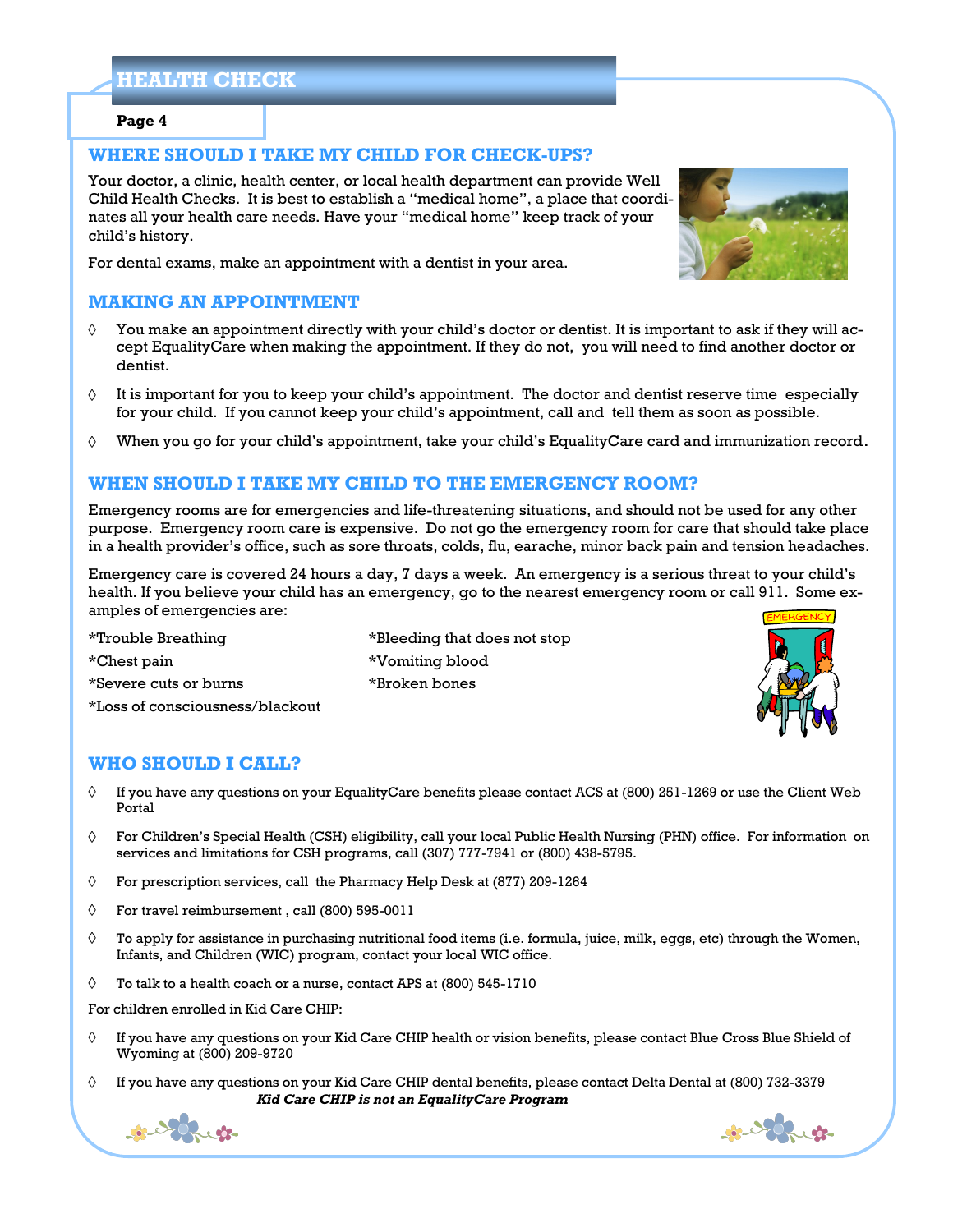## WHERE SHOULD I TAKE MY CHILD FOR CHECK-UPS?

Your doctor, a clinic, health center, or local health department can provide Well Child Health Checks. It is best to establish a "medical home", a place that coordinates all your health care needs. Have your "medical home" keep track of your child's history.

For dental exams, make an appointment with a dentist in your area.

## MAKING AN APPOINTMENT

- You make an appointment directly with your child's doctor or dentist. It is important to ask if they will accept EqualityCare when making the appointment. If they do not, you will need to find another doctor or dentist.
- It is important for you to keep your child's appointment. The doctor and dentist reserve time especially for your child. If you cannot keep your child's appointment, call and tell them as soon as possible.
- When you go for your child's appointment, take your child's EqualityCare card and immunization record.

## WHEN SHOULD I TAKE MY CHILD TO THE EMERGENCY ROOM?

Emergency rooms are for emergencies and life-threatening situations, and should not be used for any other purpose. Emergency room care is expensive. Do not go the emergency room for care that should take place in a health provider's office, such as sore throats, colds, flu, earache, minor back pain and tension headaches.

Emergency care is covered 24 hours a day, 7 days a week. An emergency is a serious threat to your child's health. If you believe your child has an emergency, go to the nearest emergency room or call 911. Some examples of emergencies are:

*Trouble Breathing
*Chest pain
*Severe cuts or burns
*Loss of consciousness/blackout
*Bleeding that does not stop
*Vomiting blood
*Broken bones

## WHO SHOULD I CALL?

- If you have any questions on your EqualityCare benefits please contact ACS at (800) 251-1269 or use the Client Web Portal
- For Children's Special Health (CSH) eligibility, call your local Public Health Nursing (PHN) office. For information on services and limitations for CSH programs, call (307) 777-7941 or (800) 438-5795.
- For prescription services, call the Pharmacy Help Desk at (877) 209-1264
- For travel reimbursement , call (800) 595-0011
- To apply for assistance in purchasing nutritional food items (i.e. formula, juice, milk, eggs, etc) through the Women, Infants, and Children (WIC) program, contact your local WIC office.
- To talk to a health coach or a nurse, contact APS at (800) 545-1710

For children enrolled in Kid Care CHIP:

- If you have any questions on your Kid Care CHIP health or vision benefits, please contact Blue Cross Blue Shield of Wyoming at (800) 209-9720
- If you have any questions on your Kid Care CHIP dental benefits, please contact Delta Dental at (800) 732-3379

***Kid Care CHIP is not an EqualityCare Program***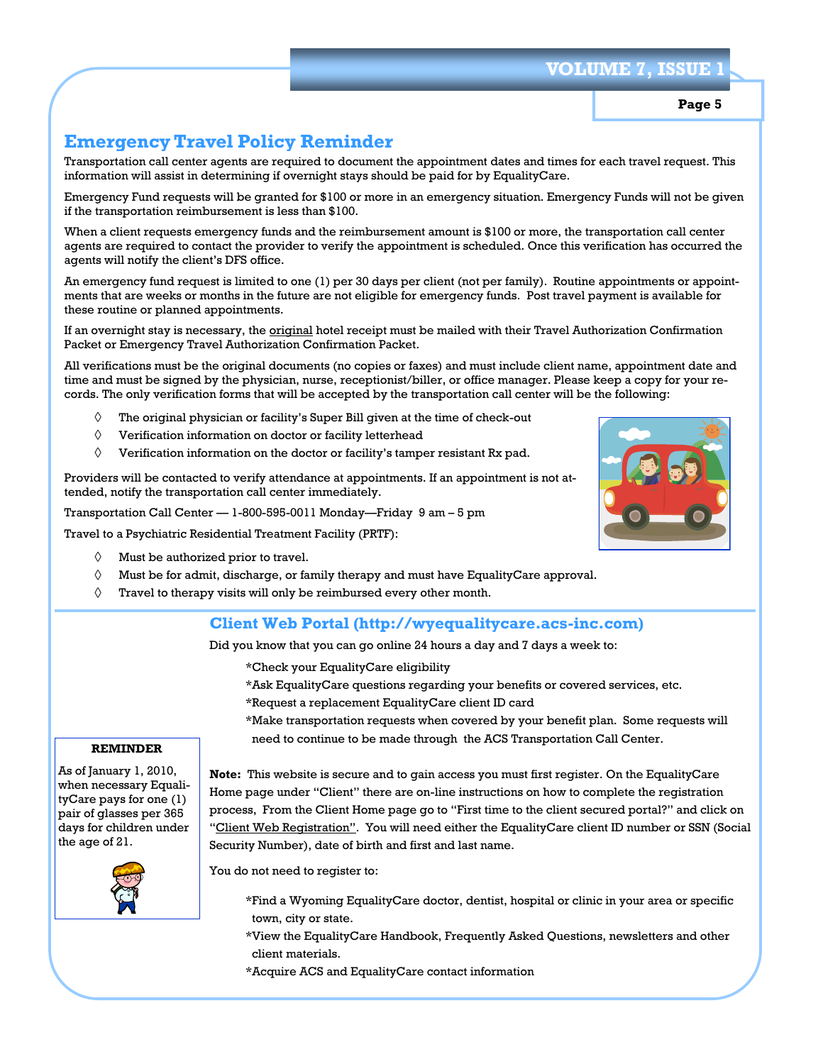## Emergency Travel Policy Reminder

Transportation call center agents are required to document the appointment dates and times for each travel request. This information will assist in determining if overnight stays should be paid for by EqualityCare.

Emergency Fund requests will be granted for $100 or more in an emergency situation. Emergency Funds will not be given if the transportation reimbursement is less than $100.

When a client requests emergency funds and the reimbursement amount is $100 or more, the transportation call center agents are required to contact the provider to verify the appointment is scheduled. Once this verification has occurred the agents will notify the client's DFS office.

An emergency fund request is limited to one (1) per 30 days per client (not per family). Routine appointments or appointments that are weeks or months in the future are not eligible for emergency funds. Post travel payment is available for these routine or planned appointments.

If an overnight stay is necessary, the <u>original</u> hotel receipt must be mailed with their Travel Authorization Confirmation Packet or Emergency Travel Authorization Confirmation Packet.

All verifications must be the original documents (no copies or faxes) and must include client name, appointment date and time and must be signed by the physician, nurse, receptionist/biller, or office manager. Please keep a copy for your records. The only verification forms that will be accepted by the transportation call center will be the following:

- ◊ The original physician or facility's Super Bill given at the time of check-out
- ◊ Verification information on doctor or facility letterhead
- ◊ Verification information on the doctor or facility's tamper resistant Rx pad.

Providers will be contacted to verify attendance at appointments. If an appointment is not attended, notify the transportation call center immediately.

Transportation Call Center — 1-800-595-0011 Monday—Friday 9 am – 5 pm

Travel to a Psychiatric Residential Treatment Facility (PRTF):

- ◊ Must be authorized prior to travel.
- ◊ Must be for admit, discharge, or family therapy and must have EqualityCare approval.
- ◊ Travel to therapy visits will only be reimbursed every other month.

## Client Web Portal (http://wyequalitycare.acs-inc.com)

Did you know that you can go online 24 hours a day and 7 days a week to:

*Check your EqualityCare eligibility

*Ask EqualityCare questions regarding your benefits or covered services, etc.

*Request a replacement EqualityCare client ID card

*Make transportation requests when covered by your benefit plan. Some requests will need to continue to be made through the ACS Transportation Call Center.

**Note:** This website is secure and to gain access you must first register. On the EqualityCare Home page under "Client" there are on-line instructions on how to complete the registration process, From the Client Home page go to "First time to the client secured portal?" and click on "<u>Client Web Registration</u>". You will need either the EqualityCare client ID number or SSN (Social Security Number), date of birth and first and last name.

You do not need to register to:

*Find a Wyoming EqualityCare doctor, dentist, hospital or clinic in your area or specific town, city or state.

*View the EqualityCare Handbook, Frequently Asked Questions, newsletters and other client materials.

*Acquire ACS and EqualityCare contact information

**REMINDER**

As of January 1, 2010, when necessary EqualityCare pays for one (1) pair of glasses per 365 days for children under the age of 21.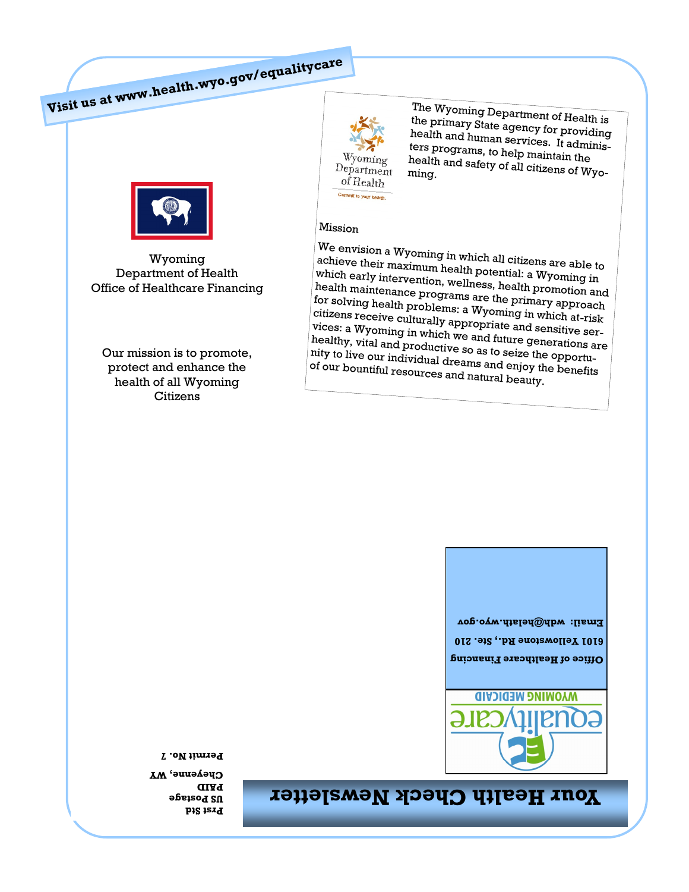Visit us at www.health.wyo.gov/equalitycare

Wyoming
Department of Health
Office of Healthcare Financing

Our mission is to promote, protect and enhance the health of all Wyoming Citizens

Wyoming Department of Health

Commit to your health.

The Wyoming Department of Health is the primary State agency for providing health and human services. It administers programs, to help maintain the health and safety of all citizens of Wyoming.

Mission

We envision a Wyoming in which all citizens are able to achieve their maximum health potential: a Wyoming in which early intervention, wellness, health promotion and health maintenance programs are the primary approach for solving health problems: a Wyoming in which at-risk citizens receive culturally appropriate and sensitive services: a Wyoming in which we and future generations are healthy, vital and productive so as to seize the opportunity to live our individual dreams and enjoy the benefits of our bountiful resources and natural beauty.

**Office of Healthcare Financing**
**6101 Yellowstone Rd., Ste. 210**
**Email: wdh@helath.wyo.gov**

equalitycare
WYOMING MEDICAID

**Your Health Check Newsletter**

**Prst Std**
**US Postage**
**PAID**
**Cheyenne, WY**
**Permit No. 7**